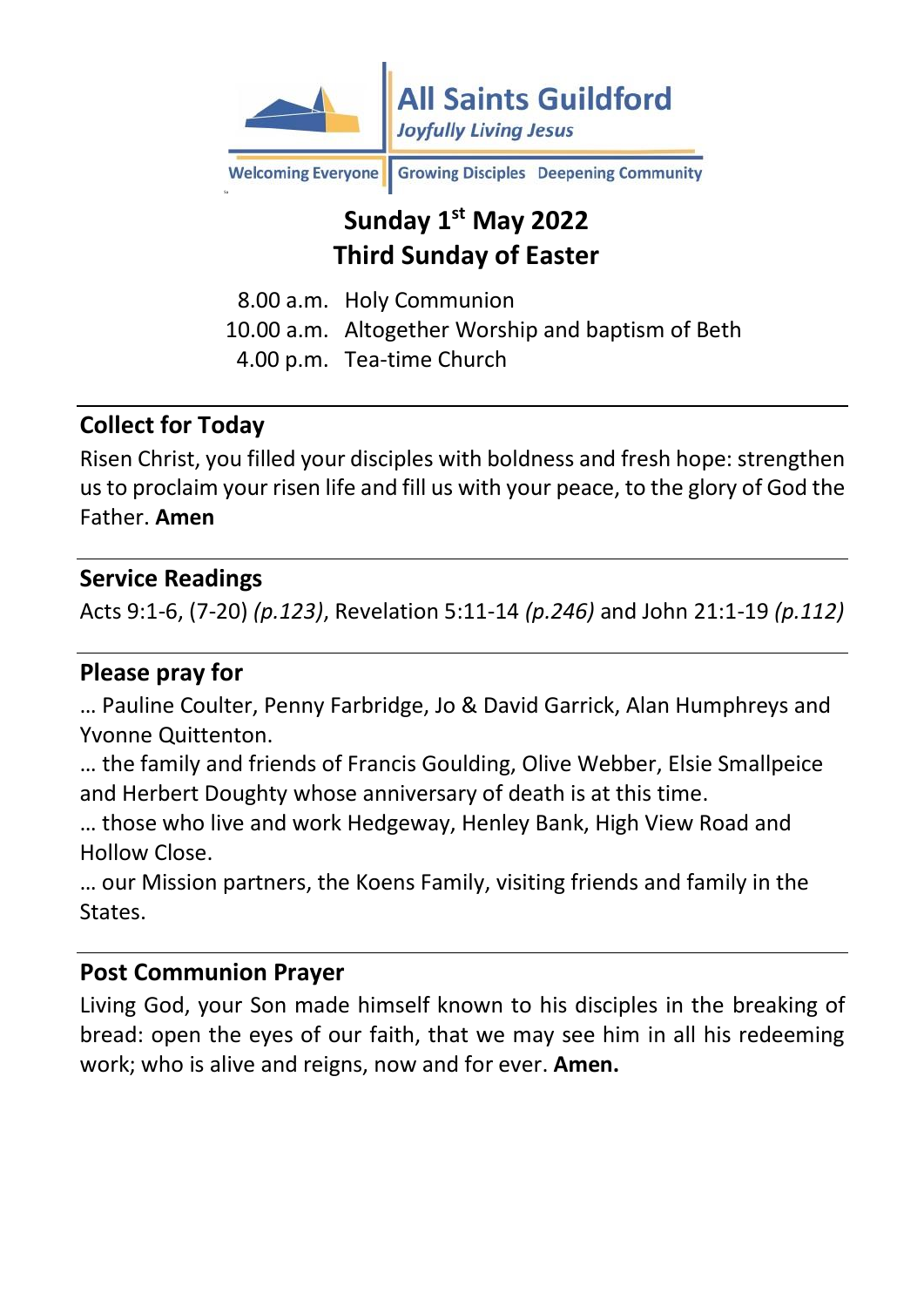**All Saints Guildford**

*Joyfully Living Jesus*

Welcoming Everyone | Growing Disciples | Deepening Community

# Sunday 1st May 2022
# Third Sunday of Easter

8.00 a.m. Holy Communion
10.00 a.m. Altogether Worship and baptism of Beth
4.00 p.m. Tea-time Church

## Collect for Today

Risen Christ, you filled your disciples with boldness and fresh hope: strengthen us to proclaim your risen life and fill us with your peace, to the glory of God the Father. **Amen**

## Service Readings

Acts 9:1-6, (7-20) *(p.123)*, Revelation 5:11-14 *(p.246)* and John 21:1-19 *(p.112)*

## Please pray for

… Pauline Coulter, Penny Farbridge, Jo & David Garrick, Alan Humphreys and Yvonne Quittenton.

… the family and friends of Francis Goulding, Olive Webber, Elsie Smallpeice and Herbert Doughty whose anniversary of death is at this time.

… those who live and work Hedgeway, Henley Bank, High View Road and Hollow Close.

… our Mission partners, the Koens Family, visiting friends and family in the States.

## Post Communion Prayer

Living God, your Son made himself known to his disciples in the breaking of bread: open the eyes of our faith, that we may see him in all his redeeming work; who is alive and reigns, now and for ever. **Amen.**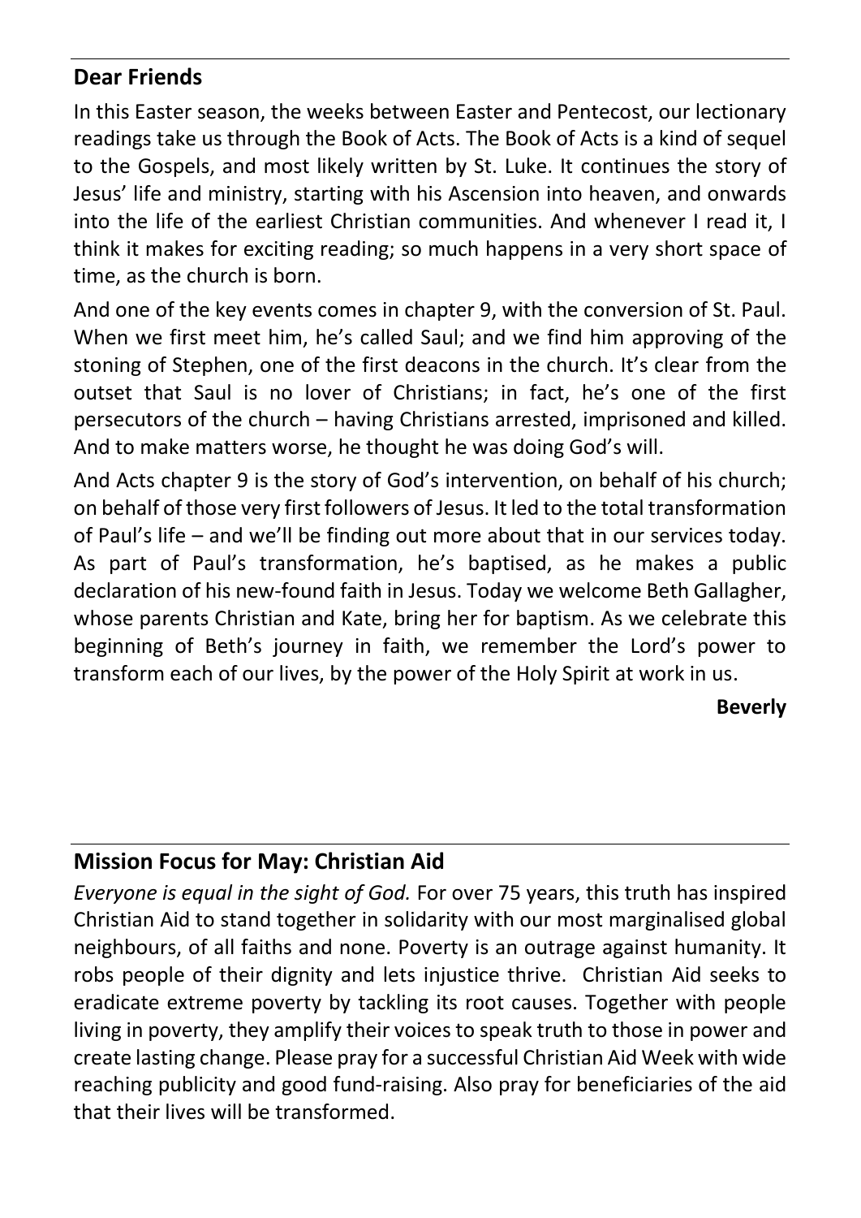## Dear Friends

In this Easter season, the weeks between Easter and Pentecost, our lectionary readings take us through the Book of Acts. The Book of Acts is a kind of sequel to the Gospels, and most likely written by St. Luke. It continues the story of Jesus' life and ministry, starting with his Ascension into heaven, and onwards into the life of the earliest Christian communities. And whenever I read it, I think it makes for exciting reading; so much happens in a very short space of time, as the church is born.

And one of the key events comes in chapter 9, with the conversion of St. Paul. When we first meet him, he's called Saul; and we find him approving of the stoning of Stephen, one of the first deacons in the church. It's clear from the outset that Saul is no lover of Christians; in fact, he's one of the first persecutors of the church – having Christians arrested, imprisoned and killed. And to make matters worse, he thought he was doing God's will.

And Acts chapter 9 is the story of God's intervention, on behalf of his church; on behalf of those very first followers of Jesus. It led to the total transformation of Paul's life – and we'll be finding out more about that in our services today. As part of Paul's transformation, he's baptised, as he makes a public declaration of his new-found faith in Jesus. Today we welcome Beth Gallagher, whose parents Christian and Kate, bring her for baptism. As we celebrate this beginning of Beth's journey in faith, we remember the Lord's power to transform each of our lives, by the power of the Holy Spirit at work in us.

**Beverly**

## Mission Focus for May: Christian Aid

*Everyone is equal in the sight of God.* For over 75 years, this truth has inspired Christian Aid to stand together in solidarity with our most marginalised global neighbours, of all faiths and none. Poverty is an outrage against humanity. It robs people of their dignity and lets injustice thrive. Christian Aid seeks to eradicate extreme poverty by tackling its root causes. Together with people living in poverty, they amplify their voices to speak truth to those in power and create lasting change. Please pray for a successful Christian Aid Week with wide reaching publicity and good fund-raising. Also pray for beneficiaries of the aid that their lives will be transformed.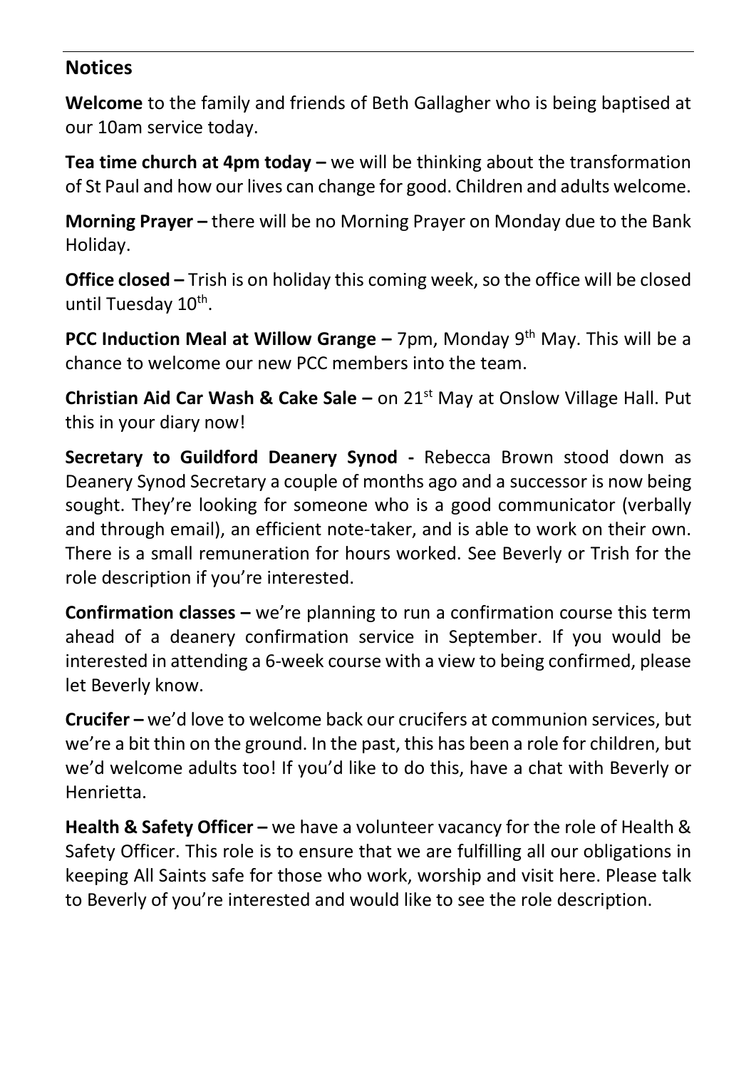## Notices

**Welcome** to the family and friends of Beth Gallagher who is being baptised at our 10am service today.

**Tea time church at 4pm today –** we will be thinking about the transformation of St Paul and how our lives can change for good. Children and adults welcome.

**Morning Prayer –** there will be no Morning Prayer on Monday due to the Bank Holiday.

**Office closed –** Trish is on holiday this coming week, so the office will be closed until Tuesday 10th.

**PCC Induction Meal at Willow Grange –** 7pm, Monday 9th May. This will be a chance to welcome our new PCC members into the team.

**Christian Aid Car Wash & Cake Sale –** on 21st May at Onslow Village Hall. Put this in your diary now!

**Secretary to Guildford Deanery Synod -** Rebecca Brown stood down as Deanery Synod Secretary a couple of months ago and a successor is now being sought. They're looking for someone who is a good communicator (verbally and through email), an efficient note-taker, and is able to work on their own. There is a small remuneration for hours worked. See Beverly or Trish for the role description if you're interested.

**Confirmation classes –** we're planning to run a confirmation course this term ahead of a deanery confirmation service in September. If you would be interested in attending a 6-week course with a view to being confirmed, please let Beverly know.

**Crucifer –** we'd love to welcome back our crucifers at communion services, but we're a bit thin on the ground. In the past, this has been a role for children, but we'd welcome adults too! If you'd like to do this, have a chat with Beverly or Henrietta.

**Health & Safety Officer –** we have a volunteer vacancy for the role of Health & Safety Officer. This role is to ensure that we are fulfilling all our obligations in keeping All Saints safe for those who work, worship and visit here. Please talk to Beverly of you're interested and would like to see the role description.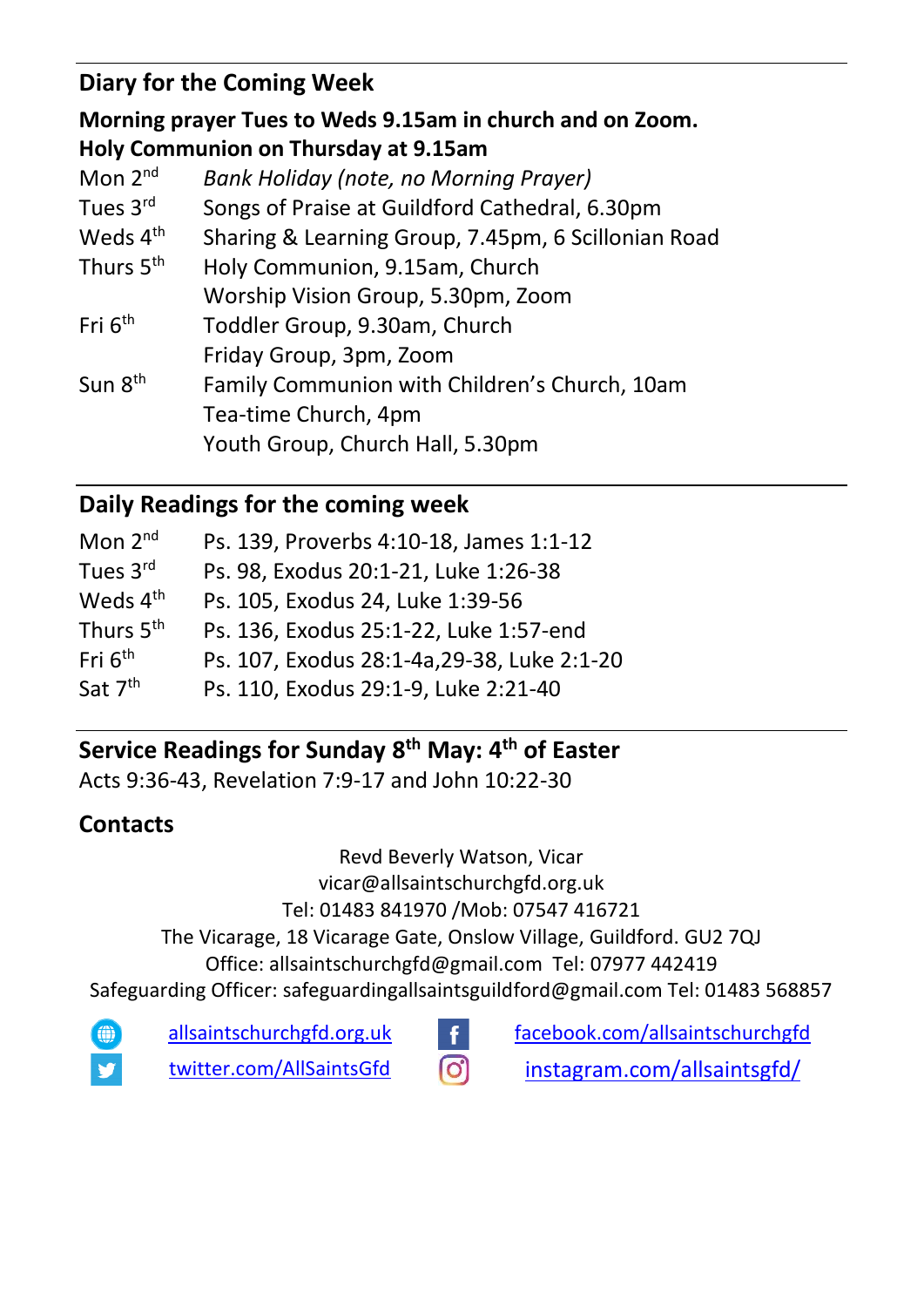## Diary for the Coming Week

**Morning prayer Tues to Weds 9.15am in church and on Zoom.**
**Holy Communion on Thursday at 9.15am**

| | |
|---|---|
| Mon 2nd | *Bank Holiday (note, no Morning Prayer)* |
| Tues 3rd | Songs of Praise at Guildford Cathedral, 6.30pm |
| Weds 4th | Sharing & Learning Group, 7.45pm, 6 Scillonian Road |
| Thurs 5th | Holy Communion, 9.15am, Church |
| | Worship Vision Group, 5.30pm, Zoom |
| Fri 6th | Toddler Group, 9.30am, Church |
| | Friday Group, 3pm, Zoom |
| Sun 8th | Family Communion with Children's Church, 10am |
| | Tea-time Church, 4pm |
| | Youth Group, Church Hall, 5.30pm |

## Daily Readings for the coming week

| | |
|---|---|
| Mon 2nd | Ps. 139, Proverbs 4:10-18, James 1:1-12 |
| Tues 3rd | Ps. 98, Exodus 20:1-21, Luke 1:26-38 |
| Weds 4th | Ps. 105, Exodus 24, Luke 1:39-56 |
| Thurs 5th | Ps. 136, Exodus 25:1-22, Luke 1:57-end |
| Fri 6th | Ps. 107, Exodus 28:1-4a,29-38, Luke 2:1-20 |
| Sat 7th | Ps. 110, Exodus 29:1-9, Luke 2:21-40 |

## Service Readings for Sunday 8th May: 4th of Easter

Acts 9:36-43, Revelation 7:9-17 and John 10:22-30

## Contacts

Revd Beverly Watson, Vicar
vicar@allsaintschurchgfd.org.uk
Tel: 01483 841970 /Mob: 07547 416721
The Vicarage, 18 Vicarage Gate, Onslow Village, Guildford. GU2 7QJ
Office: allsaintschurchgfd@gmail.com Tel: 07977 442419
Safeguarding Officer: safeguardingallsaintsguildford@gmail.com Tel: 01483 568857

allsaintschurchgfd.org.uk
facebook.com/allsaintschurchgfd
twitter.com/AllSaintsGfd
instagram.com/allsaintsgfd/